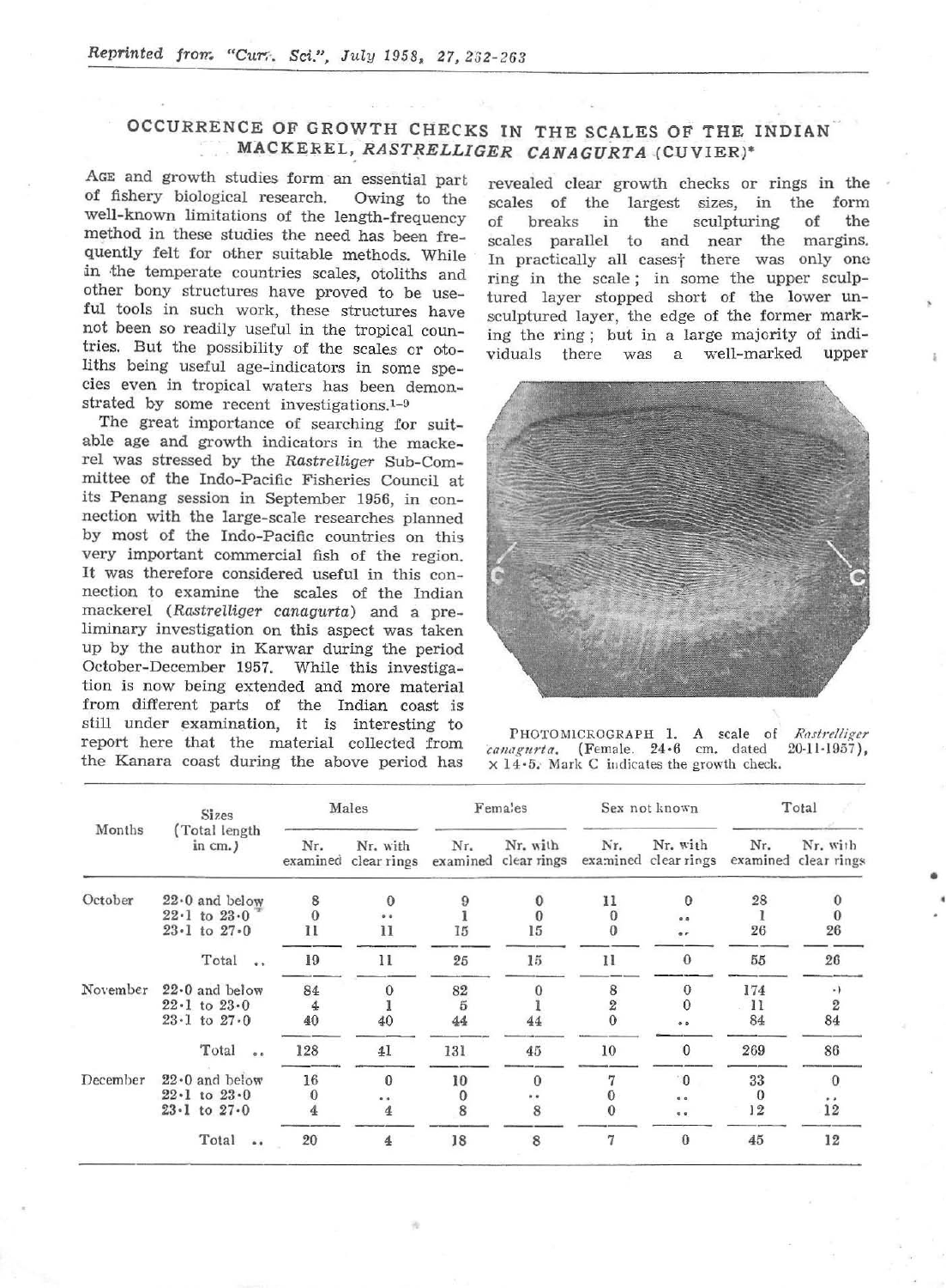Reprinted from "Curr. Sci.", July 1958, 27, 262-263

# OCCURRENCE OF GROWTH CHECKS IN THE SCALES OF THE INDIAN MACKEREL, *RASTRELLIGER CANAGURTA* (CUVIER)*

AGE and growth studies form an essential part of fishery biological research. Owing to the well-known limitations of the length-frequency method in these studies the need has been frequently felt for other suitable methods. While in the temperate countries scales, otoliths and other bony structures have proved to be useful tools in such work, these structures have not been so readily useful in the tropical countries. But the possibility of the scales or otoliths being useful age-indicators in some species even in tropical waters has been demonstrated by some recent investigations.[1-9]

The great importance of searching for suitable age and growth indicators in the mackerel was stressed by the *Rastrelliger* Sub-Committee of the Indo-Pacific Fisheries Council at its Penang session in September 1956, in connection with the large-scale researches planned by most of the Indo-Pacific countries on this very important commercial fish of the region. It was therefore considered useful in this connection to examine the scales of the Indian mackerel (*Rastrelliger canagurta*) and a preliminary investigation on this aspect was taken up by the author in Karwar during the period October-December 1957. While this investigation is now being extended and more material from different parts of the Indian coast is still under examination, it is interesting to report here that the material collected from the Kanara coast during the above period has revealed clear growth checks or rings in the scales of the largest sizes, in the form of breaks in the sculpturing of the scales parallel to and near the margins. In practically all cases† there was only one ring in the scale; in some the upper sculptured layer stopped short of the lower unsculptured layer, the edge of the former marking the ring; but in a large majority of individuals there was a well-marked upper

PHOTOMICROGRAPH 1. A scale of *Rastrelliger canagurta*. (Female, 24·6 cm. dated 20-11-1957), × 14·5. Mark C indicates the growth check.

| Months | Sizes (Total length in cm.) | Males | | Females | | Sex not known | | Total | |
|---|---|---|---|---|---|---|---|---|---|
| | | Nr. examined | Nr. with clear rings | Nr. examined | Nr. with clear rings | Nr. examined | Nr. with clear rings | Nr. examined | Nr. with clear rings |
| October | 22·0 and below | 8 | 0 | 9 | 0 | 11 | 0 | 28 | 0 |
| | 22·1 to 23·0 | 0 | .. | 1 | 0 | 0 | .. | 1 | 0 |
| | 23·1 to 27·0 | 11 | 11 | 15 | 15 | 0 | .. | 26 | 26 |
| | Total .. | 19 | 11 | 25 | 15 | 11 | 0 | 55 | 26 |
| November | 22·0 and below | 84 | 0 | 82 | 0 | 8 | 0 | 174 | 0 |
| | 22·1 to 23·0 | 4 | 1 | 5 | 1 | 2 | 0 | 11 | 2 |
| | 23·1 to 27·0 | 40 | 40 | 44 | 44 | 0 | .. | 84 | 84 |
| | Total .. | 128 | 41 | 131 | 45 | 10 | 0 | 269 | 86 |
| December | 22·0 and below | 16 | 0 | 10 | 0 | 7 | 0 | 33 | 0 |
| | 22·1 to 23·0 | 0 | .. | 0 | .. | 0 | .. | 0 | .. |
| | 23·1 to 27·0 | 4 | 4 | 8 | 8 | 0 | .. | 12 | 12 |
| | Total .. | 20 | 4 | 18 | 8 | 7 | 0 | 45 | 12 |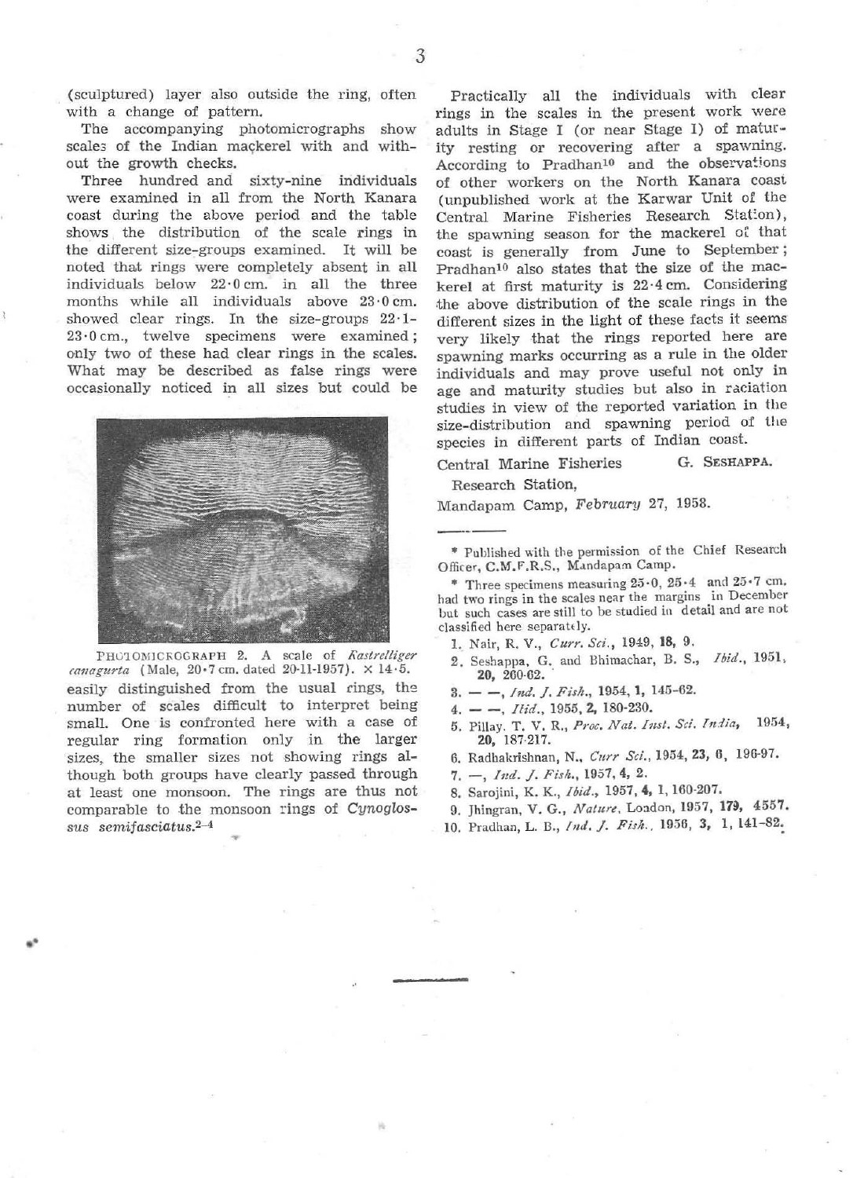(sculptured) layer also outside the ring, often with a change of pattern.

The accompanying photomicrographs show scales of the Indian mackerel with and without the growth checks.

Three hundred and sixty-nine individuals were examined in all from the North Kanara coast during the above period and the table shows the distribution of the scale rings in the different size-groups examined. It will be noted that rings were completely absent in all individuals below 22·0 cm. in all the three months while all individuals above 23·0 cm. showed clear rings. In the size-groups 22·1–23·0 cm., twelve specimens were examined; only two of these had clear rings in the scales. What may be described as false rings were occasionally noticed in all sizes but could be easily distinguished from the usual rings, the number of scales difficult to interpret being small. One is confronted here with a case of regular ring formation only in the larger sizes, the smaller sizes not showing rings although both groups have clearly passed through at least one monsoon. The rings are thus not comparable to the monsoon rings of *Cynoglossus semifasciatus*.[2–4]

PHOTOMICROGRAPH 2. A scale of *Rastrelliger canagurta* (Male, 20·7 cm. dated 20-11-1957). × 14·5.

Practically all the individuals with clear rings in the scales in the present work were adults in Stage I (or near Stage I) of maturity resting or recovering after a spawning. According to Pradhan[10] and the observations of other workers on the North Kanara coast (unpublished work at the Karwar Unit of the Central Marine Fisheries Research Station), the spawning season for the mackerel of that coast is generally from June to September; Pradhan[10] also states that the size of the mackerel at first maturity is 22·4 cm. Considering the above distribution of the scale rings in the different sizes in the light of these facts it seems very likely that the rings reported here are spawning marks occurring as a rule in the older individuals and may prove useful not only in age and maturity studies but also in raciation studies in view of the reported variation in the size-distribution and spawning period of the species in different parts of Indian coast.

Central Marine Fisheries Research Station, Mandapam Camp, *February* 27, 1958. — G. SESHAPPA.

\* Published with the permission of the Chief Research Officer, C.M.F.R.S., Mandapam Camp.

\* Three specimens measuring 25·0, 25·4 and 25·7 cm. had two rings in the scales near the margins in December but such cases are still to be studied in detail and are not classified here separately.

1. Nair, R. V., *Curr. Sci.*, 1949, **18**, 9.
2. Seshappa, G. and Bhimachar, B. S., *Ibid.*, 1951, **20**, 260-62.
3. — —, *Ind. J. Fish.*, 1954, **1**, 145-62.
4. — —, *Ibid.*, 1955, **2**, 180-230.
5. Pillay, T. V. R., *Proc. Nat. Inst. Sci. India*, 1954, **20**, 187-217.
6. Radhakrishnan, N., *Curr Sci.*, 1954, **23**, 6, 196-97.
7. —, *Ind. J. Fish.*, 1957, **4**, 2.
8. Sarojini, K. K., *Ibid.*, 1957, **4**, 1, 160-207.
9. Jhingran, V. G., *Nature*, London, 1957, **179**, 4557.
10. Pradhan, L. B., *Ind. J. Fish.*, 1956, **3**, 1, 141-82.